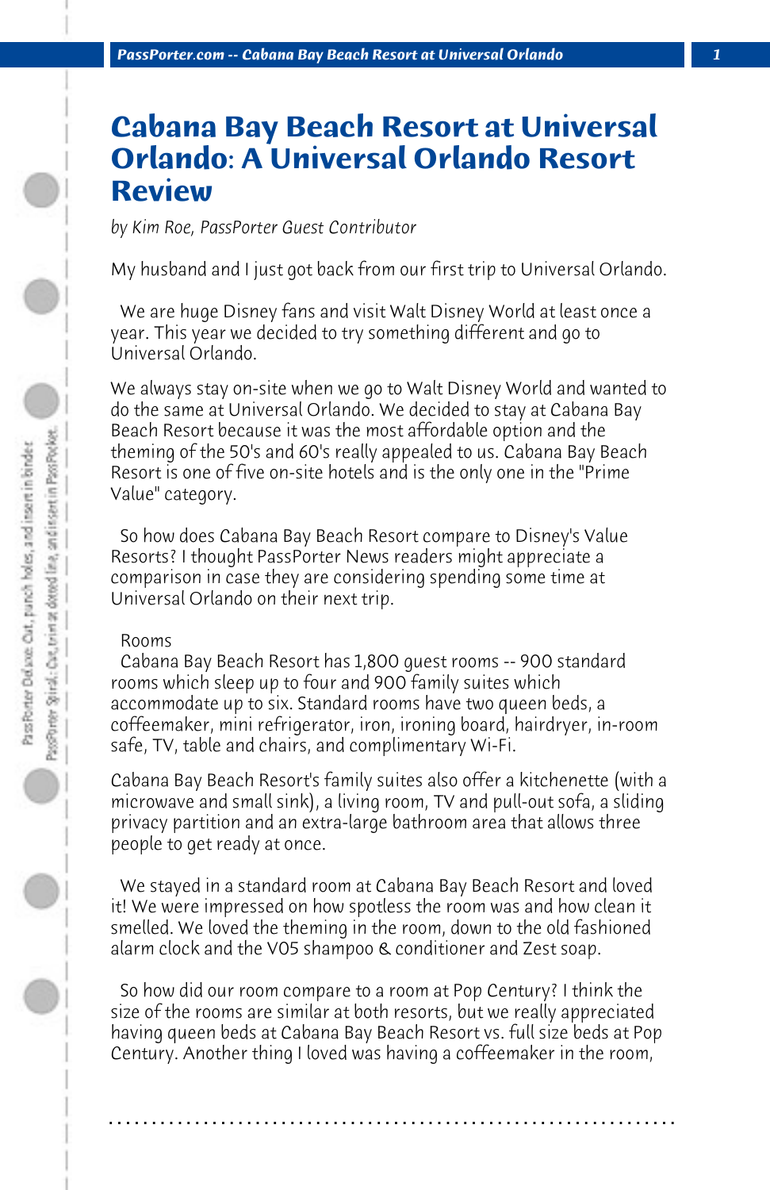# Cabana Bay Beach Resort at Universal Orlando: A Universal Orlando Resort Review

*by Kim Roe, PassPorter Guest Contributor*

My husband and I just got back from our first trip to Universal Orlando.

We are huge Disney fans and visit Walt Disney World at least once a year. This year we decided to try something different and go to Universal Orlando.

We always stay on-site when we go to Walt Disney World and wanted to do the same at Universal Orlando. We decided to stay at Cabana Bay Beach Resort because it was the most affordable option and the theming of the 50's and 60's really appealed to us. Cabana Bay Beach Resort is one of five on-site hotels and is the only one in the "Prime Value" category.

So how does Cabana Bay Beach Resort compare to Disney's Value Resorts? I thought PassPorter News readers might appreciate a comparison in case they are considering spending some time at Universal Orlando on their next trip.

Rooms

Cabana Bay Beach Resort has 1,800 guest rooms -- 900 standard rooms which sleep up to four and 900 family suites which accommodate up to six. Standard rooms have two queen beds, a coffeemaker, mini refrigerator, iron, ironing board, hairdryer, in-room safe, TV, table and chairs, and complimentary Wi-Fi.

Cabana Bay Beach Resort's family suites also offer a kitchenette (with a microwave and small sink), a living room, TV and pull-out sofa, a sliding privacy partition and an extra-large bathroom area that allows three people to get ready at once.

We stayed in a standard room at Cabana Bay Beach Resort and loved it! We were impressed on how spotless the room was and how clean it smelled. We loved the theming in the room, down to the old fashioned alarm clock and the VO5 shampoo & conditioner and Zest soap.

So how did our room compare to a room at Pop Century? I think the size of the rooms are similar at both resorts, but we really appreciated having queen beds at Cabana Bay Beach Resort vs. full size beds at Pop Century. Another thing I loved was having a coffeemaker in the room,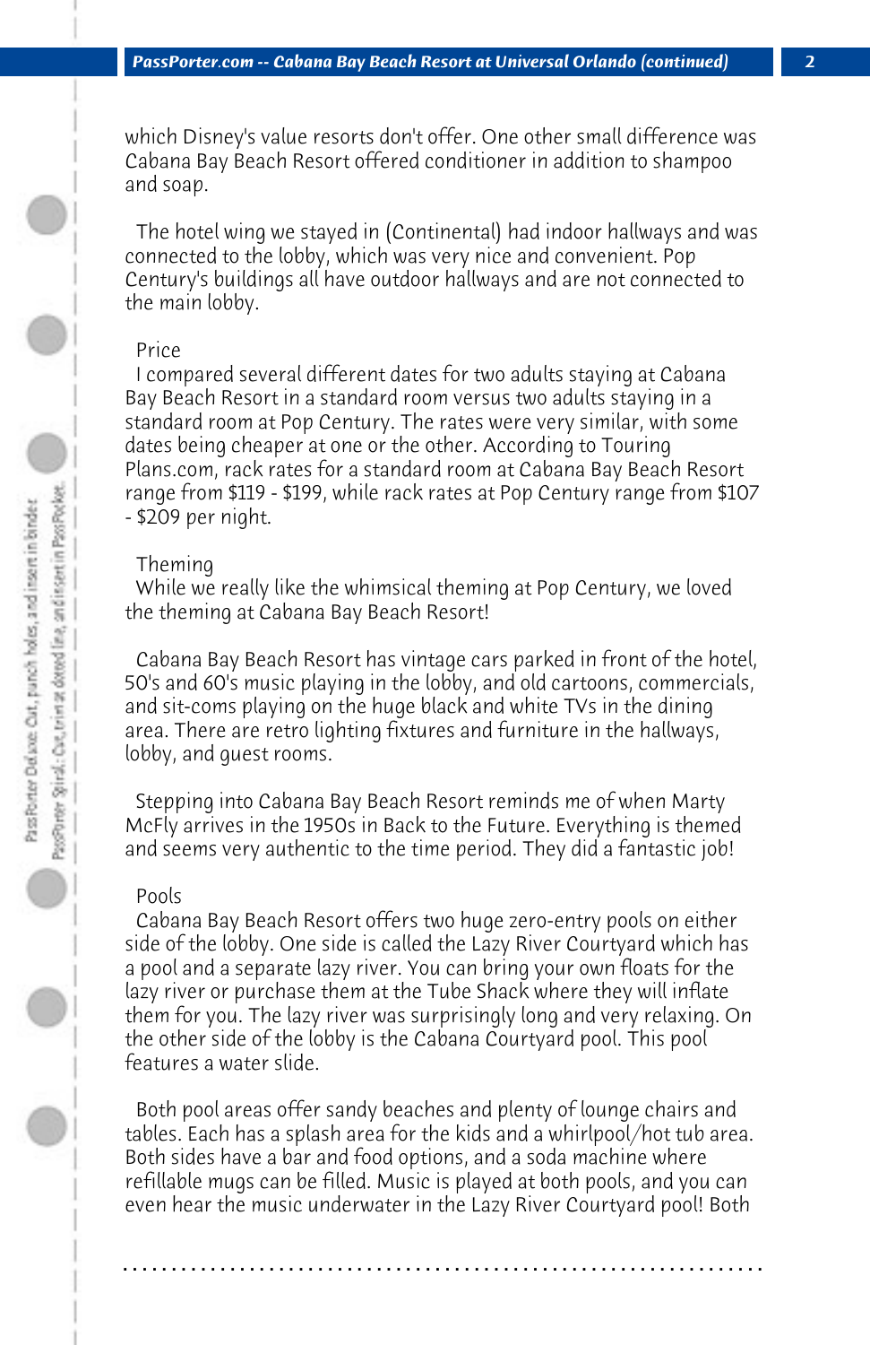which Disney's value resorts don't offer. One other small difference was Cabana Bay Beach Resort offered conditioner in addition to shampoo and soap.

The hotel wing we stayed in (Continental) had indoor hallways and was connected to the lobby, which was very nice and convenient. Pop Century's buildings all have outdoor hallways and are not connected to the main lobby.

## Price

I compared several different dates for two adults staying at Cabana Bay Beach Resort in a standard room versus two adults staying in a standard room at Pop Century. The rates were very similar, with some dates being cheaper at one or the other. According to Touring Plans.com, rack rates for a standard room at Cabana Bay Beach Resort range from $119 - $199, while rack rates at Pop Century range from $107 - $209 per night.

## Theming

While we really like the whimsical theming at Pop Century, we loved the theming at Cabana Bay Beach Resort!

Cabana Bay Beach Resort has vintage cars parked in front of the hotel, 50's and 60's music playing in the lobby, and old cartoons, commercials, and sit-coms playing on the huge black and white TVs in the dining area. There are retro lighting fixtures and furniture in the hallways, lobby, and guest rooms.

Stepping into Cabana Bay Beach Resort reminds me of when Marty McFly arrives in the 1950s in Back to the Future. Everything is themed and seems very authentic to the time period. They did a fantastic job!

## Pools

Cabana Bay Beach Resort offers two huge zero-entry pools on either side of the lobby. One side is called the Lazy River Courtyard which has a pool and a separate lazy river. You can bring your own floats for the lazy river or purchase them at the Tube Shack where they will inflate them for you. The lazy river was surprisingly long and very relaxing. On the other side of the lobby is the Cabana Courtyard pool. This pool features a water slide.

Both pool areas offer sandy beaches and plenty of lounge chairs and tables. Each has a splash area for the kids and a whirlpool/hot tub area. Both sides have a bar and food options, and a soda machine where refillable mugs can be filled. Music is played at both pools, and you can even hear the music underwater in the Lazy River Courtyard pool! Both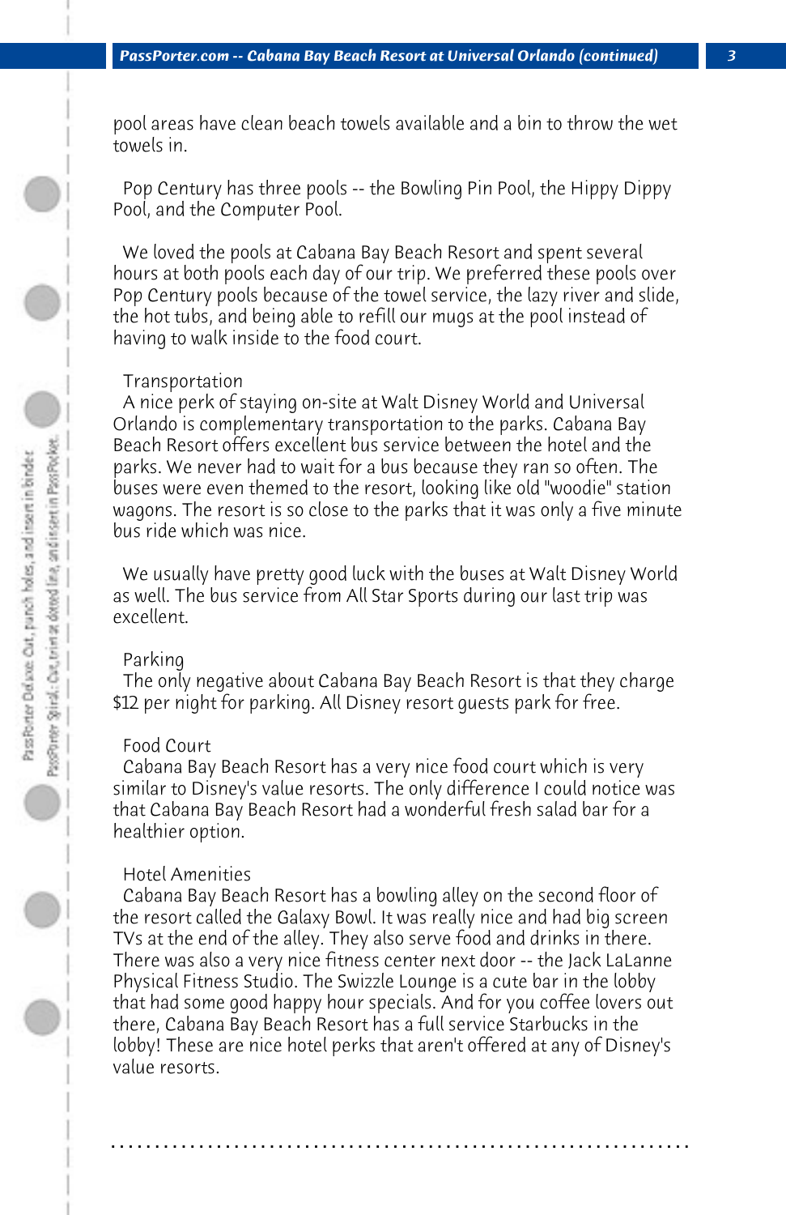pool areas have clean beach towels available and a bin to throw the wet towels in.

Pop Century has three pools -- the Bowling Pin Pool, the Hippy Dippy Pool, and the Computer Pool.

We loved the pools at Cabana Bay Beach Resort and spent several hours at both pools each day of our trip. We preferred these pools over Pop Century pools because of the towel service, the lazy river and slide, the hot tubs, and being able to refill our mugs at the pool instead of having to walk inside to the food court.

Transportation

A nice perk of staying on-site at Walt Disney World and Universal Orlando is complementary transportation to the parks. Cabana Bay Beach Resort offers excellent bus service between the hotel and the parks. We never had to wait for a bus because they ran so often. The buses were even themed to the resort, looking like old "woodie" station wagons. The resort is so close to the parks that it was only a five minute bus ride which was nice.

We usually have pretty good luck with the buses at Walt Disney World as well. The bus service from All Star Sports during our last trip was excellent.

Parking

The only negative about Cabana Bay Beach Resort is that they charge $12 per night for parking. All Disney resort guests park for free.

Food Court

Cabana Bay Beach Resort has a very nice food court which is very similar to Disney's value resorts. The only difference I could notice was that Cabana Bay Beach Resort had a wonderful fresh salad bar for a healthier option.

Hotel Amenities

Cabana Bay Beach Resort has a bowling alley on the second floor of the resort called the Galaxy Bowl. It was really nice and had big screen TVs at the end of the alley. They also serve food and drinks in there. There was also a very nice fitness center next door -- the Jack LaLanne Physical Fitness Studio. The Swizzle Lounge is a cute bar in the lobby that had some good happy hour specials. And for you coffee lovers out there, Cabana Bay Beach Resort has a full service Starbucks in the lobby! These are nice hotel perks that aren't offered at any of Disney's value resorts.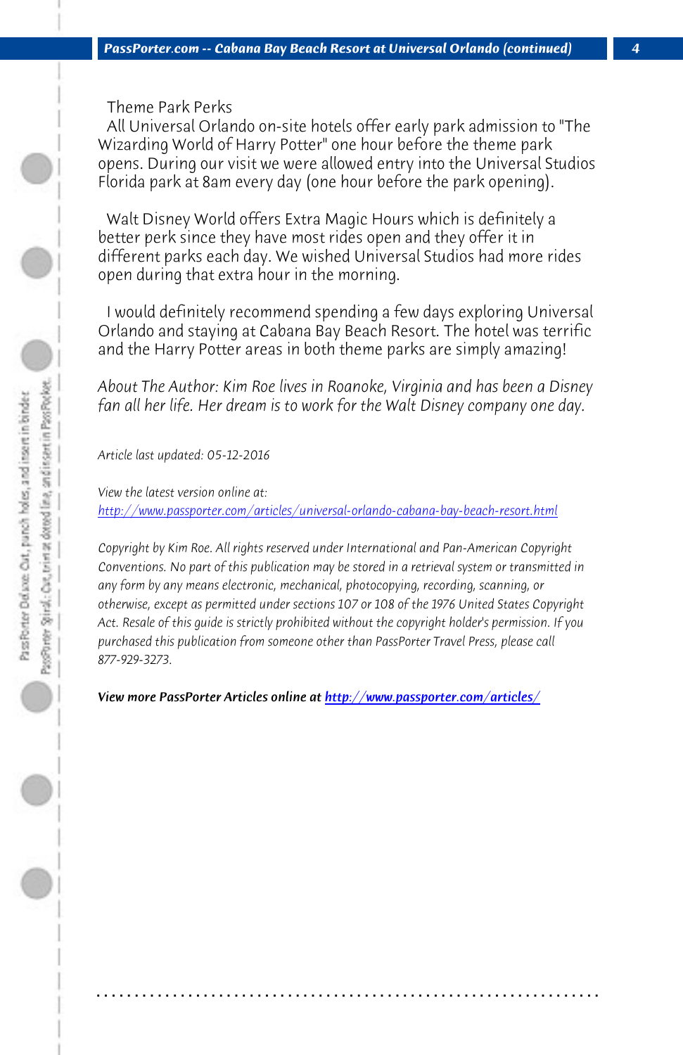## Theme Park Perks

All Universal Orlando on-site hotels offer early park admission to "The Wizarding World of Harry Potter" one hour before the theme park opens. During our visit we were allowed entry into the Universal Studios Florida park at 8am every day (one hour before the park opening).

Walt Disney World offers Extra Magic Hours which is definitely a better perk since they have most rides open and they offer it in different parks each day. We wished Universal Studios had more rides open during that extra hour in the morning.

I would definitely recommend spending a few days exploring Universal Orlando and staying at Cabana Bay Beach Resort. The hotel was terrific and the Harry Potter areas in both theme parks are simply amazing!

*About The Author: Kim Roe lives in Roanoke, Virginia and has been a Disney fan all her life. Her dream is to work for the Walt Disney company one day.*

*Article last updated: 05-12-2016*

*View the latest version online at:*
*http://www.passporter.com/articles/universal-orlando-cabana-bay-beach-resort.html*

*Copyright by Kim Roe. All rights reserved under International and Pan-American Copyright Conventions. No part of this publication may be stored in a retrieval system or transmitted in any form by any means electronic, mechanical, photocopying, recording, scanning, or otherwise, except as permitted under sections 107 or 108 of the 1976 United States Copyright Act. Resale of this guide is strictly prohibited without the copyright holder's permission. If you purchased this publication from someone other than PassPorter Travel Press, please call 877-929-3273.*

***View more PassPorter Articles online at http://www.passporter.com/articles/***